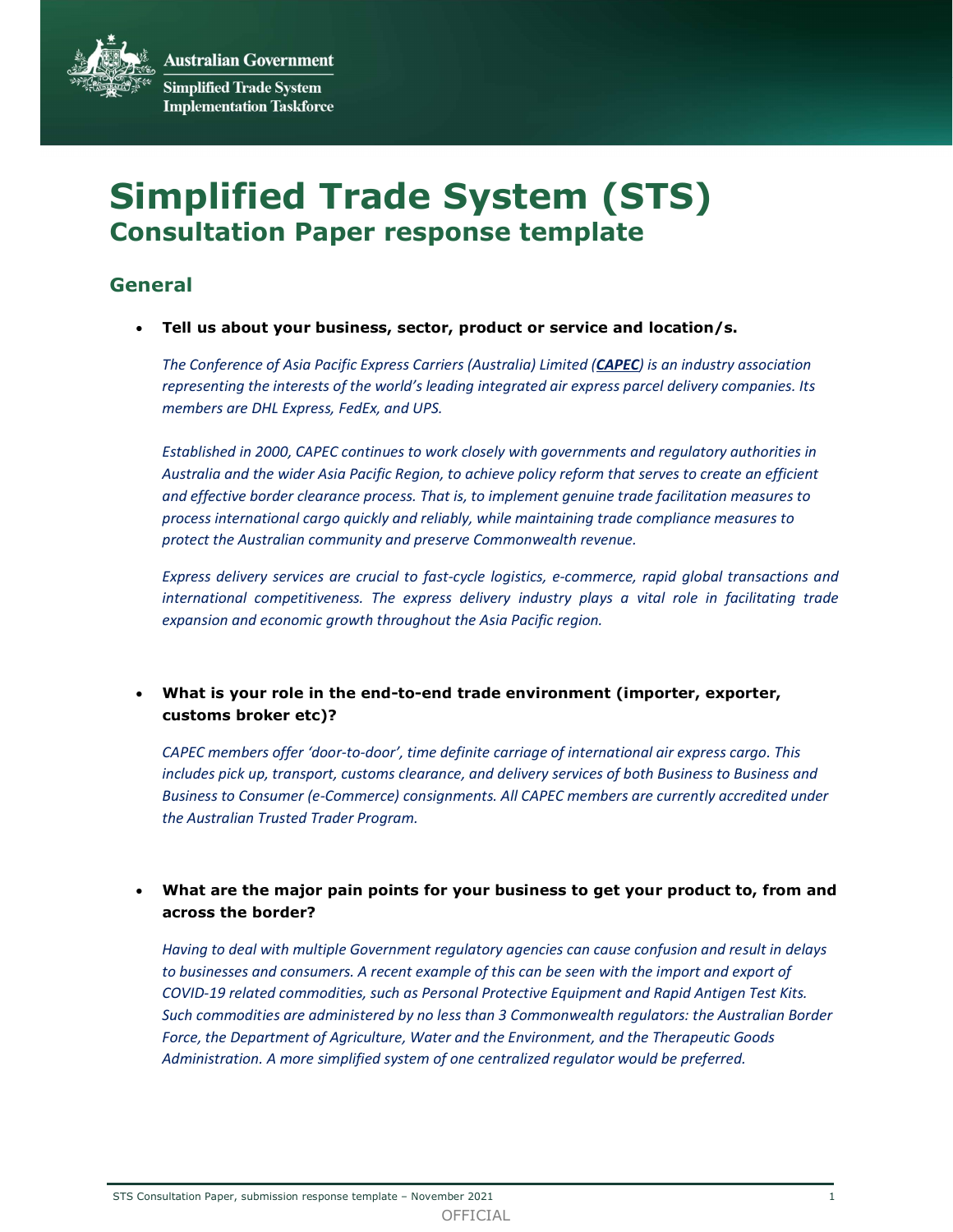Australian Government

Simplified Trade System Implementation Taskforce

# Simplified Trade System (STS)
## Consultation Paper response template

### General

- **Tell us about your business, sector, product or service and location/s.**

  *The Conference of Asia Pacific Express Carriers (Australia) Limited (**CAPEC**) is an industry association representing the interests of the world's leading integrated air express parcel delivery companies. Its members are DHL Express, FedEx, and UPS.*

  *Established in 2000, CAPEC continues to work closely with governments and regulatory authorities in Australia and the wider Asia Pacific Region, to achieve policy reform that serves to create an efficient and effective border clearance process. That is, to implement genuine trade facilitation measures to process international cargo quickly and reliably, while maintaining trade compliance measures to protect the Australian community and preserve Commonwealth revenue.*

  *Express delivery services are crucial to fast-cycle logistics, e-commerce, rapid global transactions and international competitiveness. The express delivery industry plays a vital role in facilitating trade expansion and economic growth throughout the Asia Pacific region.*

- **What is your role in the end-to-end trade environment (importer, exporter, customs broker etc)?**

  *CAPEC members offer 'door-to-door', time definite carriage of international air express cargo. This includes pick up, transport, customs clearance, and delivery services of both Business to Business and Business to Consumer (e-Commerce) consignments. All CAPEC members are currently accredited under the Australian Trusted Trader Program.*

- **What are the major pain points for your business to get your product to, from and across the border?**

  *Having to deal with multiple Government regulatory agencies can cause confusion and result in delays to businesses and consumers. A recent example of this can be seen with the import and export of COVID-19 related commodities, such as Personal Protective Equipment and Rapid Antigen Test Kits. Such commodities are administered by no less than 3 Commonwealth regulators: the Australian Border Force, the Department of Agriculture, Water and the Environment, and the Therapeutic Goods Administration. A more simplified system of one centralized regulator would be preferred.*

OFFICIAL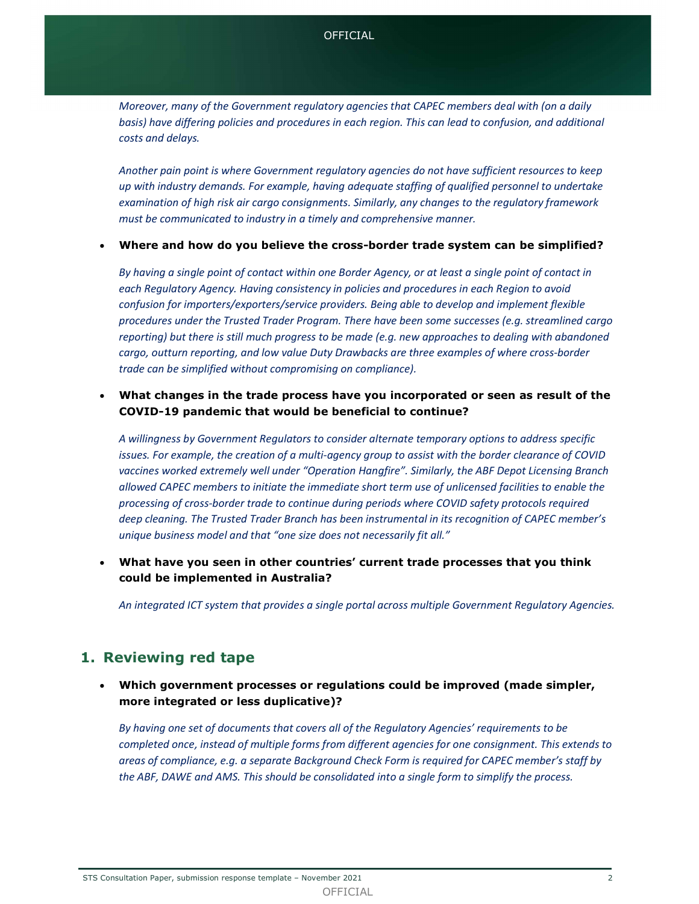*Moreover, many of the Government regulatory agencies that CAPEC members deal with (on a daily basis) have differing policies and procedures in each region. This can lead to confusion, and additional costs and delays.*

*Another pain point is where Government regulatory agencies do not have sufficient resources to keep up with industry demands. For example, having adequate staffing of qualified personnel to undertake examination of high risk air cargo consignments. Similarly, any changes to the regulatory framework must be communicated to industry in a timely and comprehensive manner.*

- **Where and how do you believe the cross-border trade system can be simplified?**

  *By having a single point of contact within one Border Agency, or at least a single point of contact in each Regulatory Agency. Having consistency in policies and procedures in each Region to avoid confusion for importers/exporters/service providers. Being able to develop and implement flexible procedures under the Trusted Trader Program. There have been some successes (e.g. streamlined cargo reporting) but there is still much progress to be made (e.g. new approaches to dealing with abandoned cargo, outturn reporting, and low value Duty Drawbacks are three examples of where cross-border trade can be simplified without compromising on compliance).*

- **What changes in the trade process have you incorporated or seen as result of the COVID-19 pandemic that would be beneficial to continue?**

  *A willingness by Government Regulators to consider alternate temporary options to address specific issues. For example, the creation of a multi-agency group to assist with the border clearance of COVID vaccines worked extremely well under "Operation Hangfire". Similarly, the ABF Depot Licensing Branch allowed CAPEC members to initiate the immediate short term use of unlicensed facilities to enable the processing of cross-border trade to continue during periods where COVID safety protocols required deep cleaning. The Trusted Trader Branch has been instrumental in its recognition of CAPEC member's unique business model and that "one size does not necessarily fit all."*

- **What have you seen in other countries' current trade processes that you think could be implemented in Australia?**

  *An integrated ICT system that provides a single portal across multiple Government Regulatory Agencies.*

## 1. Reviewing red tape

- **Which government processes or regulations could be improved (made simpler, more integrated or less duplicative)?**

  *By having one set of documents that covers all of the Regulatory Agencies' requirements to be completed once, instead of multiple forms from different agencies for one consignment. This extends to areas of compliance, e.g. a separate Background Check Form is required for CAPEC member's staff by the ABF, DAWE and AMS. This should be consolidated into a single form to simplify the process.*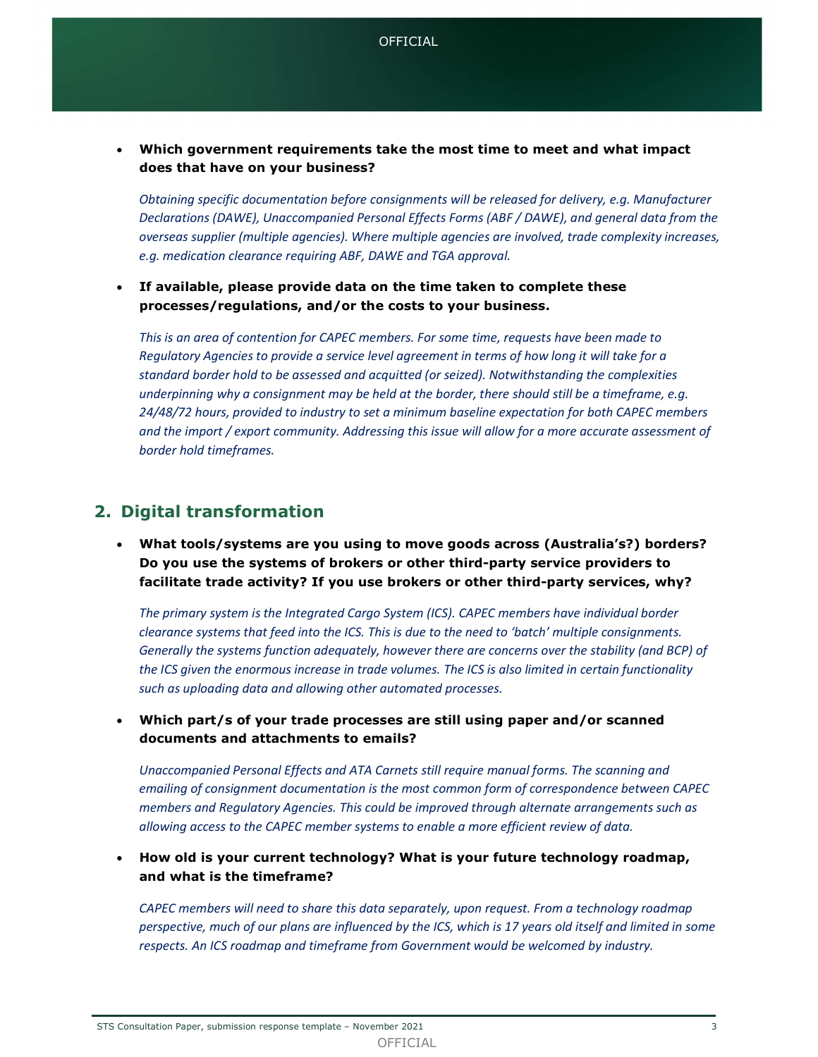- **Which government requirements take the most time to meet and what impact does that have on your business?**

  *Obtaining specific documentation before consignments will be released for delivery, e.g. Manufacturer Declarations (DAWE), Unaccompanied Personal Effects Forms (ABF / DAWE), and general data from the overseas supplier (multiple agencies). Where multiple agencies are involved, trade complexity increases, e.g. medication clearance requiring ABF, DAWE and TGA approval.*

- **If available, please provide data on the time taken to complete these processes/regulations, and/or the costs to your business.**

  *This is an area of contention for CAPEC members. For some time, requests have been made to Regulatory Agencies to provide a service level agreement in terms of how long it will take for a standard border hold to be assessed and acquitted (or seized). Notwithstanding the complexities underpinning why a consignment may be held at the border, there should still be a timeframe, e.g. 24/48/72 hours, provided to industry to set a minimum baseline expectation for both CAPEC members and the import / export community. Addressing this issue will allow for a more accurate assessment of border hold timeframes.*

## 2. Digital transformation

- **What tools/systems are you using to move goods across (Australia's?) borders? Do you use the systems of brokers or other third-party service providers to facilitate trade activity? If you use brokers or other third-party services, why?**

  *The primary system is the Integrated Cargo System (ICS). CAPEC members have individual border clearance systems that feed into the ICS. This is due to the need to 'batch' multiple consignments. Generally the systems function adequately, however there are concerns over the stability (and BCP) of the ICS given the enormous increase in trade volumes. The ICS is also limited in certain functionality such as uploading data and allowing other automated processes.*

- **Which part/s of your trade processes are still using paper and/or scanned documents and attachments to emails?**

  *Unaccompanied Personal Effects and ATA Carnets still require manual forms. The scanning and emailing of consignment documentation is the most common form of correspondence between CAPEC members and Regulatory Agencies. This could be improved through alternate arrangements such as allowing access to the CAPEC member systems to enable a more efficient review of data.*

- **How old is your current technology? What is your future technology roadmap, and what is the timeframe?**

  *CAPEC members will need to share this data separately, upon request. From a technology roadmap perspective, much of our plans are influenced by the ICS, which is 17 years old itself and limited in some respects. An ICS roadmap and timeframe from Government would be welcomed by industry.*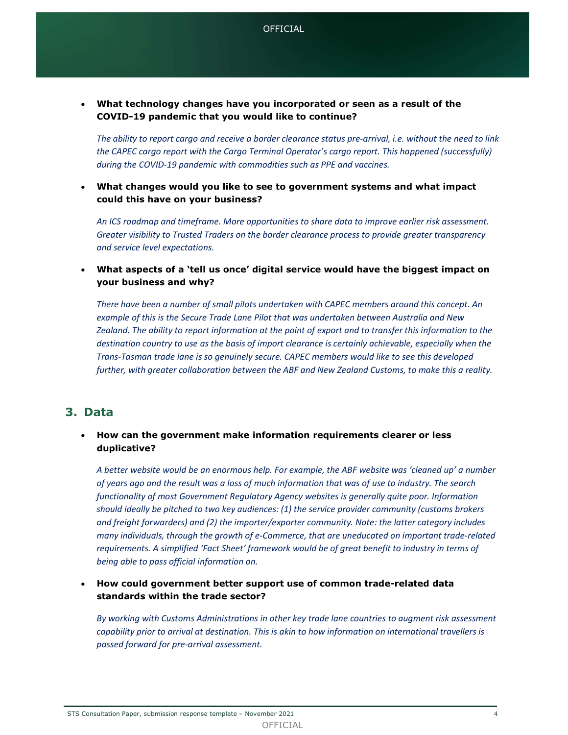- **What technology changes have you incorporated or seen as a result of the COVID-19 pandemic that you would like to continue?**

  *The ability to report cargo and receive a border clearance status pre-arrival, i.e. without the need to link the CAPEC cargo report with the Cargo Terminal Operator's cargo report. This happened (successfully) during the COVID-19 pandemic with commodities such as PPE and vaccines.*

- **What changes would you like to see to government systems and what impact could this have on your business?**

  *An ICS roadmap and timeframe. More opportunities to share data to improve earlier risk assessment. Greater visibility to Trusted Traders on the border clearance process to provide greater transparency and service level expectations.*

- **What aspects of a 'tell us once' digital service would have the biggest impact on your business and why?**

  *There have been a number of small pilots undertaken with CAPEC members around this concept. An example of this is the Secure Trade Lane Pilot that was undertaken between Australia and New Zealand. The ability to report information at the point of export and to transfer this information to the destination country to use as the basis of import clearance is certainly achievable, especially when the Trans-Tasman trade lane is so genuinely secure. CAPEC members would like to see this developed further, with greater collaboration between the ABF and New Zealand Customs, to make this a reality.*

## 3. Data

- **How can the government make information requirements clearer or less duplicative?**

  *A better website would be an enormous help. For example, the ABF website was 'cleaned up' a number of years ago and the result was a loss of much information that was of use to industry. The search functionality of most Government Regulatory Agency websites is generally quite poor. Information should ideally be pitched to two key audiences: (1) the service provider community (customs brokers and freight forwarders) and (2) the importer/exporter community. Note: the latter category includes many individuals, through the growth of e-Commerce, that are uneducated on important trade-related requirements. A simplified 'Fact Sheet' framework would be of great benefit to industry in terms of being able to pass official information on.*

- **How could government better support use of common trade-related data standards within the trade sector?**

  *By working with Customs Administrations in other key trade lane countries to augment risk assessment capability prior to arrival at destination. This is akin to how information on international travellers is passed forward for pre-arrival assessment.*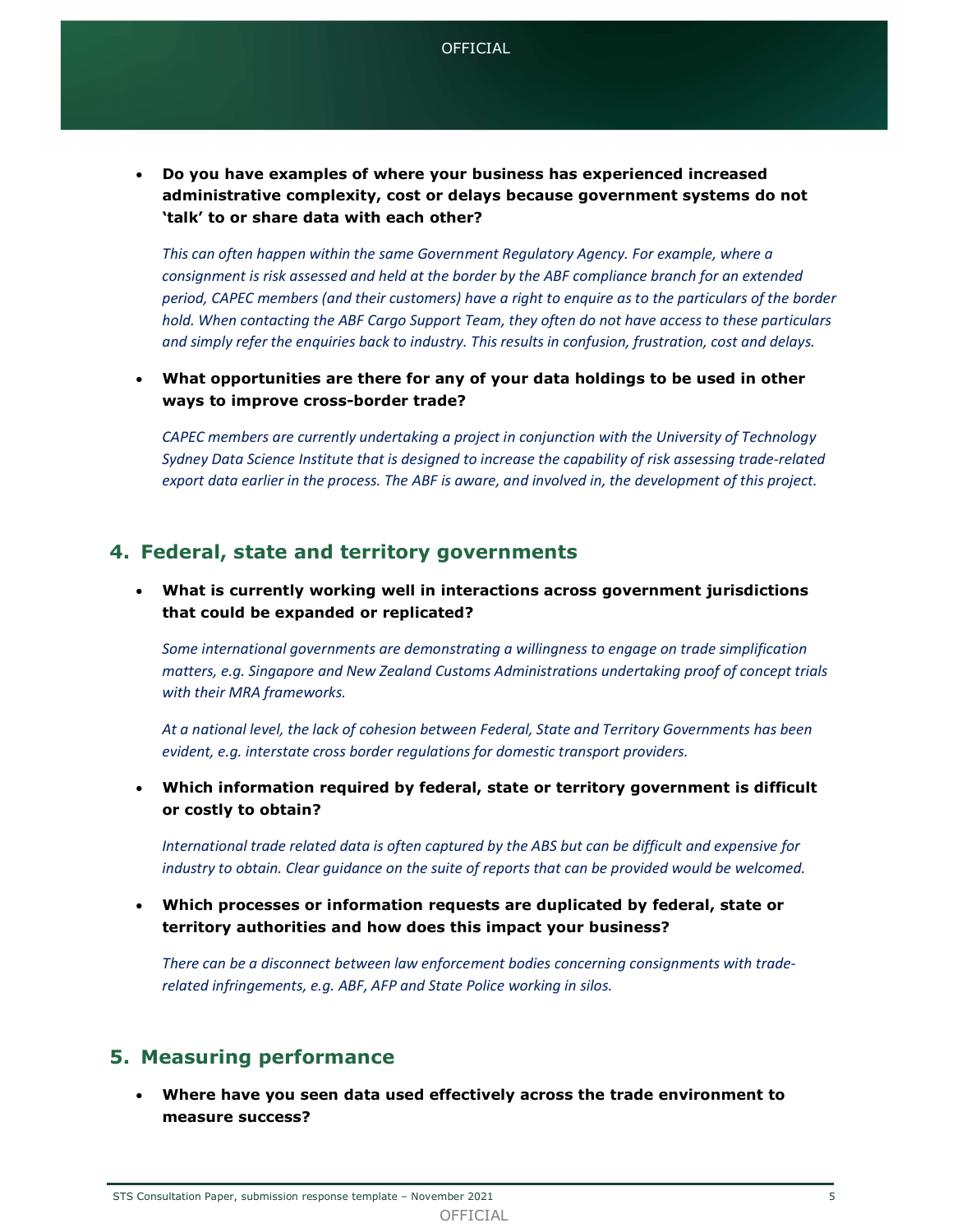- **Do you have examples of where your business has experienced increased administrative complexity, cost or delays because government systems do not 'talk' to or share data with each other?**

  *This can often happen within the same Government Regulatory Agency. For example, where a consignment is risk assessed and held at the border by the ABF compliance branch for an extended period, CAPEC members (and their customers) have a right to enquire as to the particulars of the border hold. When contacting the ABF Cargo Support Team, they often do not have access to these particulars and simply refer the enquiries back to industry. This results in confusion, frustration, cost and delays.*

- **What opportunities are there for any of your data holdings to be used in other ways to improve cross-border trade?**

  *CAPEC members are currently undertaking a project in conjunction with the University of Technology Sydney Data Science Institute that is designed to increase the capability of risk assessing trade-related export data earlier in the process. The ABF is aware, and involved in, the development of this project.*

## 4. Federal, state and territory governments

- **What is currently working well in interactions across government jurisdictions that could be expanded or replicated?**

  *Some international governments are demonstrating a willingness to engage on trade simplification matters, e.g. Singapore and New Zealand Customs Administrations undertaking proof of concept trials with their MRA frameworks.*

  *At a national level, the lack of cohesion between Federal, State and Territory Governments has been evident, e.g. interstate cross border regulations for domestic transport providers.*

- **Which information required by federal, state or territory government is difficult or costly to obtain?**

  *International trade related data is often captured by the ABS but can be difficult and expensive for industry to obtain. Clear guidance on the suite of reports that can be provided would be welcomed.*

- **Which processes or information requests are duplicated by federal, state or territory authorities and how does this impact your business?**

  *There can be a disconnect between law enforcement bodies concerning consignments with trade-related infringements, e.g. ABF, AFP and State Police working in silos.*

## 5. Measuring performance

- **Where have you seen data used effectively across the trade environment to measure success?**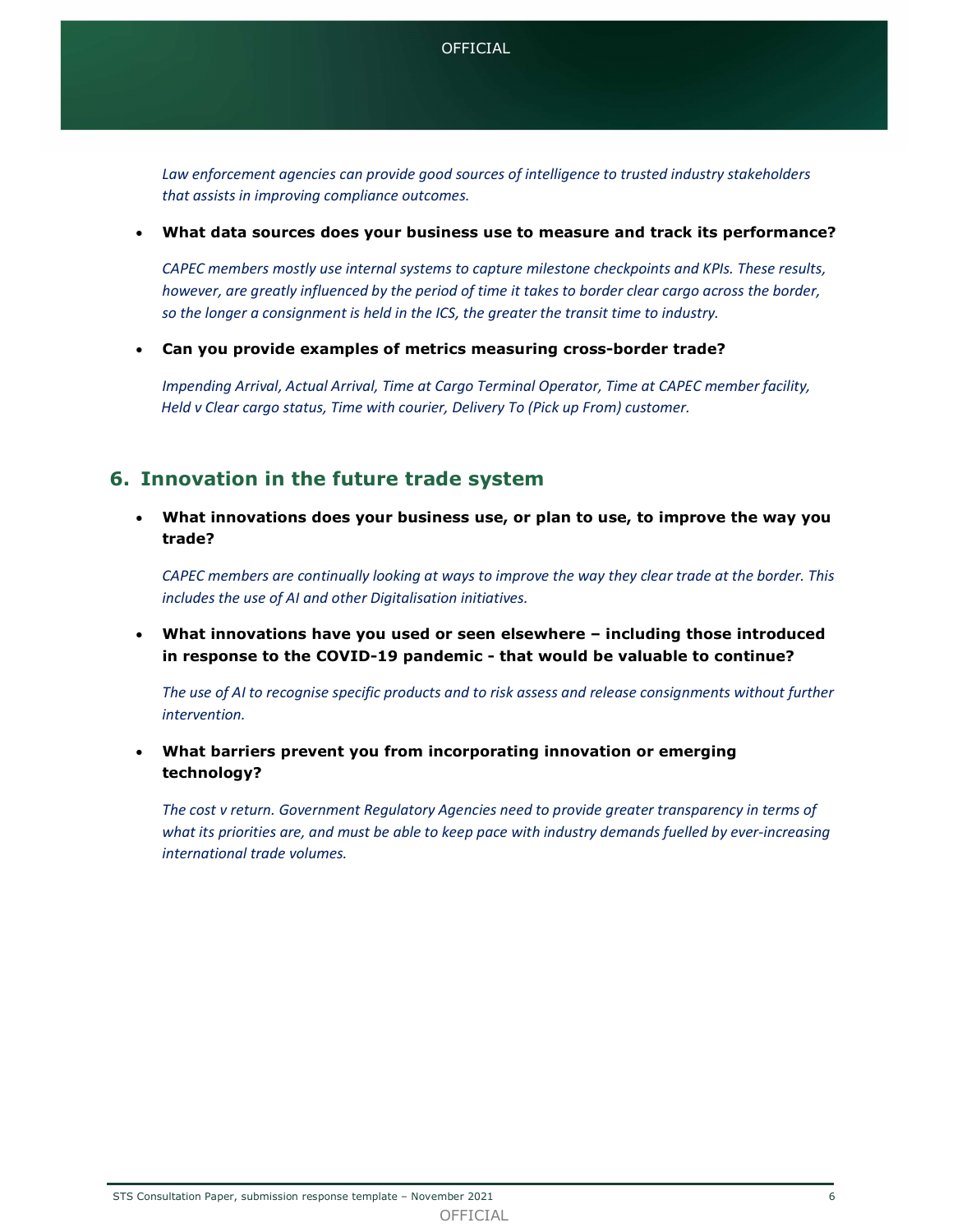*Law enforcement agencies can provide good sources of intelligence to trusted industry stakeholders that assists in improving compliance outcomes.*

- **What data sources does your business use to measure and track its performance?**

  *CAPEC members mostly use internal systems to capture milestone checkpoints and KPIs. These results, however, are greatly influenced by the period of time it takes to border clear cargo across the border, so the longer a consignment is held in the ICS, the greater the transit time to industry.*

- **Can you provide examples of metrics measuring cross-border trade?**

  *Impending Arrival, Actual Arrival, Time at Cargo Terminal Operator, Time at CAPEC member facility, Held v Clear cargo status, Time with courier, Delivery To (Pick up From) customer.*

## 6. Innovation in the future trade system

- **What innovations does your business use, or plan to use, to improve the way you trade?**

  *CAPEC members are continually looking at ways to improve the way they clear trade at the border. This includes the use of AI and other Digitalisation initiatives.*

- **What innovations have you used or seen elsewhere – including those introduced in response to the COVID-19 pandemic - that would be valuable to continue?**

  *The use of AI to recognise specific products and to risk assess and release consignments without further intervention.*

- **What barriers prevent you from incorporating innovation or emerging technology?**

  *The cost v return. Government Regulatory Agencies need to provide greater transparency in terms of what its priorities are, and must be able to keep pace with industry demands fuelled by ever-increasing international trade volumes.*